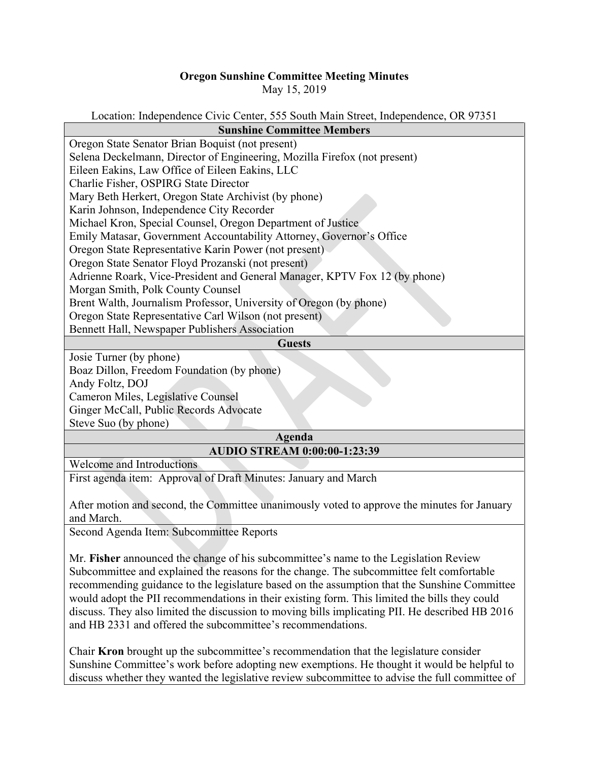**Oregon Sunshine Committee Meeting Minutes**

May 15, 2019

Location: Independence Civic Center, 555 South Main Street, Independence, OR 97351

| **Sunshine Committee Members** |
|---|
| Oregon State Senator Brian Boquist (not present) |
| Selena Deckelmann, Director of Engineering, Mozilla Firefox (not present) |
| Eileen Eakins, Law Office of Eileen Eakins, LLC |
| Charlie Fisher, OSPIRG State Director |
| Mary Beth Herkert, Oregon State Archivist (by phone) |
| Karin Johnson, Independence City Recorder |
| Michael Kron, Special Counsel, Oregon Department of Justice |
| Emily Matasar, Government Accountability Attorney, Governor's Office |
| Oregon State Representative Karin Power (not present) |
| Oregon State Senator Floyd Prozanski (not present) |
| Adrienne Roark, Vice-President and General Manager, KPTV Fox 12 (by phone) |
| Morgan Smith, Polk County Counsel |
| Brent Walth, Journalism Professor, University of Oregon (by phone) |
| Oregon State Representative Carl Wilson (not present) |
| Bennett Hall, Newspaper Publishers Association |
| **Guests** |
| Josie Turner (by phone) |
| Boaz Dillon, Freedom Foundation (by phone) |
| Andy Foltz, DOJ |
| Cameron Miles, Legislative Counsel |
| Ginger McCall, Public Records Advocate |
| Steve Suo (by phone) |
| **Agenda** |
| **AUDIO STREAM 0:00:00-1:23:39** |
| Welcome and Introductions |
| First agenda item: Approval of Draft Minutes: January and March<br><br>After motion and second, the Committee unanimously voted to approve the minutes for January and March. |
| Second Agenda Item: Subcommittee Reports<br><br>Mr. **Fisher** announced the change of his subcommittee's name to the Legislation Review Subcommittee and explained the reasons for the change. The subcommittee felt comfortable recommending guidance to the legislature based on the assumption that the Sunshine Committee would adopt the PII recommendations in their existing form. This limited the bills they could discuss. They also limited the discussion to moving bills implicating PII. He described HB 2016 and HB 2331 and offered the subcommittee's recommendations.<br><br>Chair **Kron** brought up the subcommittee's recommendation that the legislature consider Sunshine Committee's work before adopting new exemptions. He thought it would be helpful to discuss whether they wanted the legislative review subcommittee to advise the full committee of |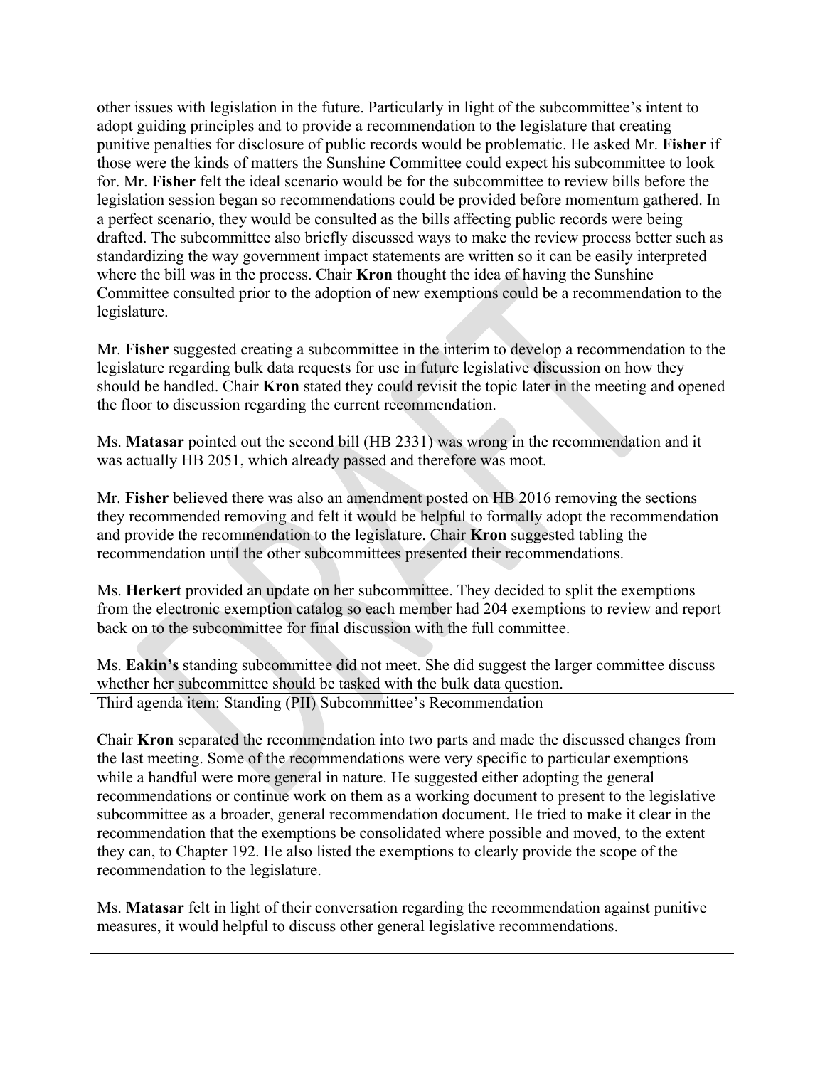other issues with legislation in the future. Particularly in light of the subcommittee's intent to adopt guiding principles and to provide a recommendation to the legislature that creating punitive penalties for disclosure of public records would be problematic. He asked Mr. **Fisher** if those were the kinds of matters the Sunshine Committee could expect his subcommittee to look for. Mr. **Fisher** felt the ideal scenario would be for the subcommittee to review bills before the legislation session began so recommendations could be provided before momentum gathered. In a perfect scenario, they would be consulted as the bills affecting public records were being drafted. The subcommittee also briefly discussed ways to make the review process better such as standardizing the way government impact statements are written so it can be easily interpreted where the bill was in the process. Chair **Kron** thought the idea of having the Sunshine Committee consulted prior to the adoption of new exemptions could be a recommendation to the legislature.

Mr. **Fisher** suggested creating a subcommittee in the interim to develop a recommendation to the legislature regarding bulk data requests for use in future legislative discussion on how they should be handled. Chair **Kron** stated they could revisit the topic later in the meeting and opened the floor to discussion regarding the current recommendation.

Ms. **Matasar** pointed out the second bill (HB 2331) was wrong in the recommendation and it was actually HB 2051, which already passed and therefore was moot.

Mr. **Fisher** believed there was also an amendment posted on HB 2016 removing the sections they recommended removing and felt it would be helpful to formally adopt the recommendation and provide the recommendation to the legislature. Chair **Kron** suggested tabling the recommendation until the other subcommittees presented their recommendations.

Ms. **Herkert** provided an update on her subcommittee. They decided to split the exemptions from the electronic exemption catalog so each member had 204 exemptions to review and report back on to the subcommittee for final discussion with the full committee.

Ms. **Eakin's** standing subcommittee did not meet. She did suggest the larger committee discuss whether her subcommittee should be tasked with the bulk data question.

Third agenda item: Standing (PII) Subcommittee's Recommendation

Chair **Kron** separated the recommendation into two parts and made the discussed changes from the last meeting. Some of the recommendations were very specific to particular exemptions while a handful were more general in nature. He suggested either adopting the general recommendations or continue work on them as a working document to present to the legislative subcommittee as a broader, general recommendation document. He tried to make it clear in the recommendation that the exemptions be consolidated where possible and moved, to the extent they can, to Chapter 192. He also listed the exemptions to clearly provide the scope of the recommendation to the legislature.

Ms. **Matasar** felt in light of their conversation regarding the recommendation against punitive measures, it would helpful to discuss other general legislative recommendations.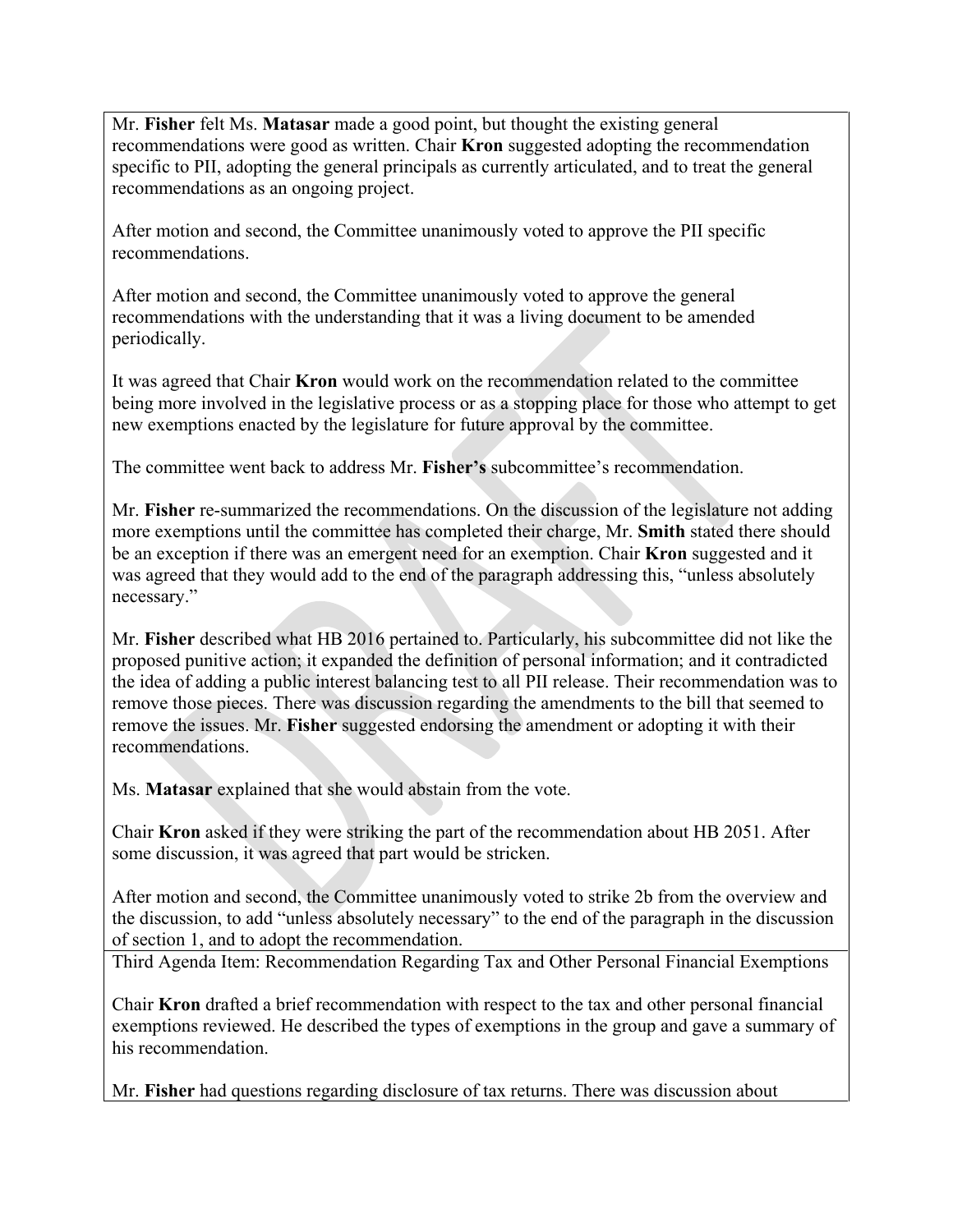Mr. **Fisher** felt Ms. **Matasar** made a good point, but thought the existing general recommendations were good as written. Chair **Kron** suggested adopting the recommendation specific to PII, adopting the general principals as currently articulated, and to treat the general recommendations as an ongoing project.

After motion and second, the Committee unanimously voted to approve the PII specific recommendations.

After motion and second, the Committee unanimously voted to approve the general recommendations with the understanding that it was a living document to be amended periodically.

It was agreed that Chair **Kron** would work on the recommendation related to the committee being more involved in the legislative process or as a stopping place for those who attempt to get new exemptions enacted by the legislature for future approval by the committee.

The committee went back to address Mr. **Fisher's** subcommittee's recommendation.

Mr. **Fisher** re-summarized the recommendations. On the discussion of the legislature not adding more exemptions until the committee has completed their charge, Mr. **Smith** stated there should be an exception if there was an emergent need for an exemption. Chair **Kron** suggested and it was agreed that they would add to the end of the paragraph addressing this, "unless absolutely necessary."

Mr. **Fisher** described what HB 2016 pertained to. Particularly, his subcommittee did not like the proposed punitive action; it expanded the definition of personal information; and it contradicted the idea of adding a public interest balancing test to all PII release. Their recommendation was to remove those pieces. There was discussion regarding the amendments to the bill that seemed to remove the issues. Mr. **Fisher** suggested endorsing the amendment or adopting it with their recommendations.

Ms. **Matasar** explained that she would abstain from the vote.

Chair **Kron** asked if they were striking the part of the recommendation about HB 2051. After some discussion, it was agreed that part would be stricken.

After motion and second, the Committee unanimously voted to strike 2b from the overview and the discussion, to add "unless absolutely necessary" to the end of the paragraph in the discussion of section 1, and to adopt the recommendation.

Third Agenda Item: Recommendation Regarding Tax and Other Personal Financial Exemptions

Chair **Kron** drafted a brief recommendation with respect to the tax and other personal financial exemptions reviewed. He described the types of exemptions in the group and gave a summary of his recommendation.

Mr. **Fisher** had questions regarding disclosure of tax returns. There was discussion about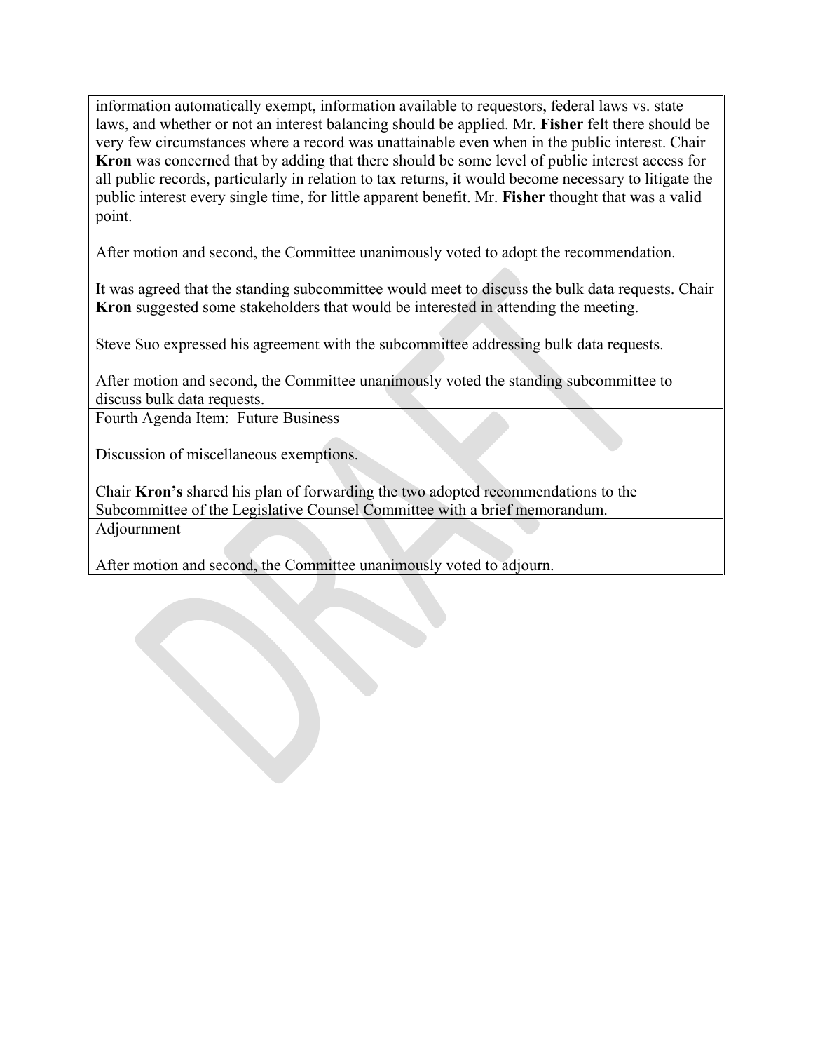information automatically exempt, information available to requestors, federal laws vs. state laws, and whether or not an interest balancing should be applied. Mr. **Fisher** felt there should be very few circumstances where a record was unattainable even when in the public interest. Chair **Kron** was concerned that by adding that there should be some level of public interest access for all public records, particularly in relation to tax returns, it would become necessary to litigate the public interest every single time, for little apparent benefit. Mr. **Fisher** thought that was a valid point.

After motion and second, the Committee unanimously voted to adopt the recommendation.

It was agreed that the standing subcommittee would meet to discuss the bulk data requests. Chair **Kron** suggested some stakeholders that would be interested in attending the meeting.

Steve Suo expressed his agreement with the subcommittee addressing bulk data requests.

After motion and second, the Committee unanimously voted the standing subcommittee to discuss bulk data requests.

Fourth Agenda Item: Future Business

Discussion of miscellaneous exemptions.

Chair **Kron's** shared his plan of forwarding the two adopted recommendations to the Subcommittee of the Legislative Counsel Committee with a brief memorandum.

Adjournment

After motion and second, the Committee unanimously voted to adjourn.